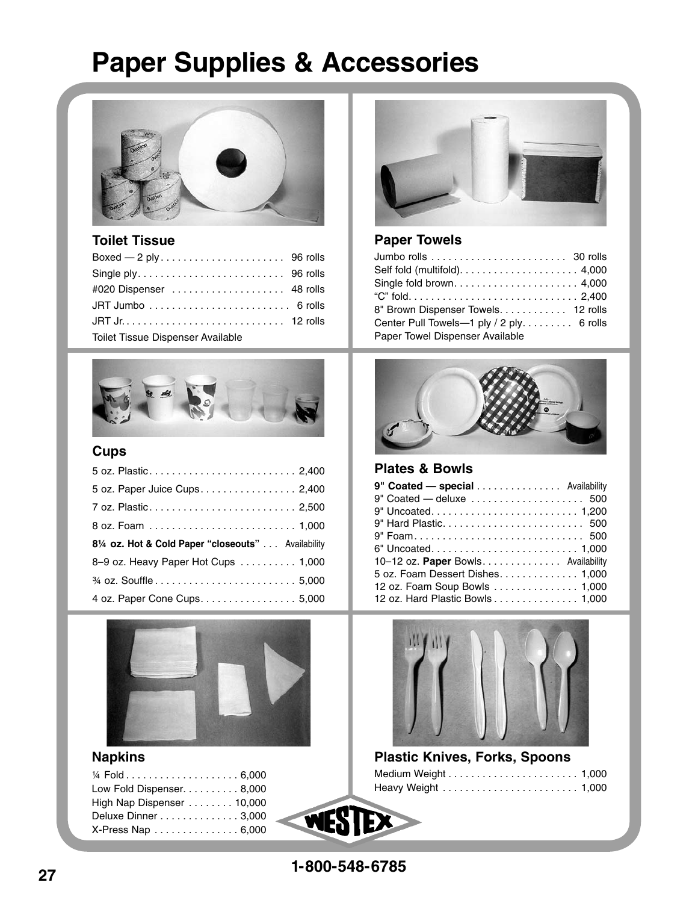# Paper Supplies & Accessories

## Toilet Tissue

| Item | Quantity |
|---|---|
| Boxed — 2 ply | 96 rolls |
| Single ply | 96 rolls |
| #020 Dispenser | 48 rolls |
| JRT Jumbo | 6 rolls |
| JRT Jr. | 12 rolls |

Toilet Tissue Dispenser Available

## Paper Towels

| Item | Quantity |
|---|---|
| Jumbo rolls | 30 rolls |
| Self fold (multifold) | 4,000 |
| Single fold brown | 4,000 |
| "C" fold | 2,400 |
| 8" Brown Dispenser Towels | 12 rolls |
| Center Pull Towels—1 ply / 2 ply | 6 rolls |

Paper Towel Dispenser Available

## Cups

| Item | Quantity |
|---|---|
| 5 oz. Plastic | 2,400 |
| 5 oz. Paper Juice Cups | 2,400 |
| 7 oz. Plastic | 2,500 |
| 8 oz. Foam | 1,000 |
| **8¼ oz. Hot & Cold Paper "closeouts"** | Availability |
| 8–9 oz. Heavy Paper Hot Cups | 1,000 |
| ¾ oz. Souffle | 5,000 |
| 4 oz. Paper Cone Cups | 5,000 |

## Plates & Bowls

| Item | Quantity |
|---|---|
| **9" Coated — special** | Availability |
| 9" Coated — deluxe | 500 |
| 9" Uncoated | 1,200 |
| 9" Hard Plastic | 500 |
| 9" Foam | 500 |
| 6" Uncoated | 1,000 |
| 10–12 oz. **Paper** Bowls | Availability |
| 5 oz. Foam Dessert Dishes | 1,000 |
| 12 oz. Foam Soup Bowls | 1,000 |
| 12 oz. Hard Plastic Bowls | 1,000 |

## Napkins

| Item | Quantity |
|---|---|
| ¼ Fold | 6,000 |
| Low Fold Dispenser | 8,000 |
| High Nap Dispenser | 10,000 |
| Deluxe Dinner | 3,000 |
| X-Press Nap | 6,000 |

## Plastic Knives, Forks, Spoons

| Item | Quantity |
|---|---|
| Medium Weight | 1,000 |
| Heavy Weight | 1,000 |

WESTEX

1-800-548-6785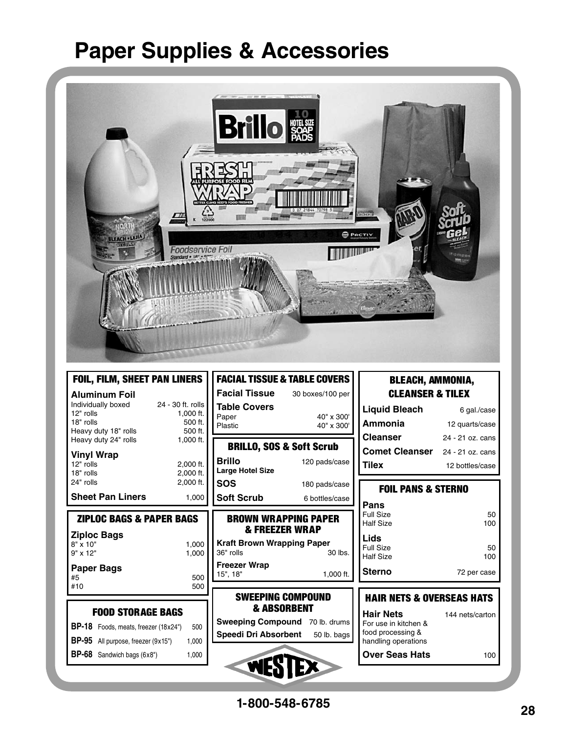# Paper Supplies & Accessories

### FOIL, FILM, SHEET PAN LINERS

| | |
|---|---|
| **Aluminum Foil** | |
| Individually boxed | 24 - 30 ft. rolls |
| 12" rolls | 1,000 ft. |
| 18" rolls | 500 ft. |
| Heavy duty 18" rolls | 500 ft. |
| Heavy duty 24" rolls | 1,000 ft. |
| **Vinyl Wrap** | |
| 12" rolls | 2,000 ft. |
| 18" rolls | 2,000 ft. |
| 24" rolls | 2,000 ft. |
| **Sheet Pan Liners** | 1,000 |

### ZIPLOC BAGS & PAPER BAGS

| | |
|---|---|
| **Ziploc Bags** | |
| 8" x 10" | 1,000 |
| 9" x 12" | 1,000 |
| **Paper Bags** | |
| #5 | 500 |
| #10 | 500 |

### FOOD STORAGE BAGS

| | | |
|---|---|---|
| **BP-18** | Foods, meats, freezer (18x24") | 500 |
| **BP-95** | All purpose, freezer (9x15") | 1,000 |
| **BP-68** | Sandwich bags (6x8") | 1,000 |

### FACIAL TISSUE & TABLE COVERS

| | |
|---|---|
| **Facial Tissue** | 30 boxes/100 per |
| **Table Covers** | |
| Paper | 40" x 300' |
| Plastic | 40" x 300' |

### BRILLO, SOS & Soft Scrub

| | |
|---|---|
| **Brillo** Large Hotel Size | 120 pads/case |
| **SOS** | 180 pads/case |
| **Soft Scrub** | 6 bottles/case |

### BROWN WRAPPING PAPER & FREEZER WRAP

| | |
|---|---|
| **Kraft Brown Wrapping Paper** | |
| 36" rolls | 30 lbs. |
| **Freezer Wrap** | |
| 15", 18" | 1,000 ft. |

### SWEEPING COMPOUND & ABSORBENT

| | |
|---|---|
| **Sweeping Compound** | 70 lb. drums |
| **Speedi Dri Absorbent** | 50 lb. bags |

### BLEACH, AMMONIA, CLEANSER & TILEX

| | |
|---|---|
| **Liquid Bleach** | 6 gal./case |
| **Ammonia** | 12 quarts/case |
| **Cleanser** | 24 - 21 oz. cans |
| **Comet Cleanser** | 24 - 21 oz. cans |
| **Tilex** | 12 bottles/case |

### FOIL PANS & STERNO

| | |
|---|---|
| **Pans** | |
| Full Size | 50 |
| Half Size | 100 |
| **Lids** | |
| Full Size | 50 |
| Half Size | 100 |
| **Sterno** | 72 per case |

### HAIR NETS & OVERSEAS HATS

| | |
|---|---|
| **Hair Nets** For use in kitchen & food processing & handling operations | 144 nets/carton |
| **Over Seas Hats** | 100 |

WESTEX

1-800-548-6785